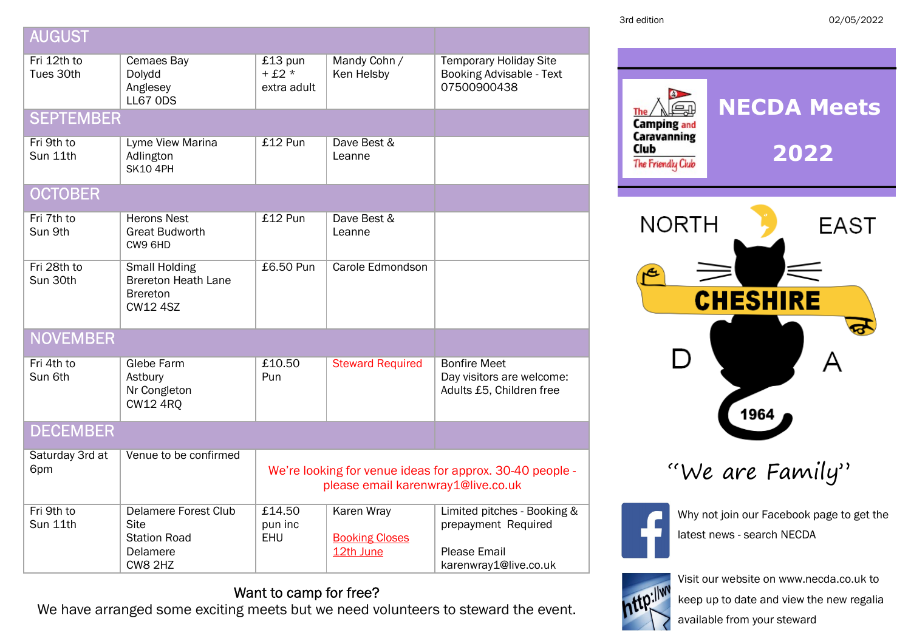3rd edition 02/05/2022

# NECDA Meets 2022

| Date | Venue | Price | Steward | Notes |
|---|---|---|---|---|
| **AUGUST** | | | | |
| Fri 12th to Tues 30th | Cemaes Bay Dolydd Anglesey LL67 0DS | £13 pun + £2 * extra adult | Mandy Cohn / Ken Helsby | Temporary Holiday Site Booking Advisable - Text 07500900438 |
| **SEPTEMBER** | | | | |
| Fri 9th to Sun 11th | Lyme View Marina Adlington SK10 4PH | £12 Pun | Dave Best & Leanne | |
| **OCTOBER** | | | | |
| Fri 7th to Sun 9th | Herons Nest Great Budworth CW9 6HD | £12 Pun | Dave Best & Leanne | |
| Fri 28th to Sun 30th | Small Holding Brereton Heath Lane Brereton CW12 4SZ | £6.50 Pun | Carole Edmondson | |
| **NOVEMBER** | | | | |
| Fri 4th to Sun 6th | Glebe Farm Astbury Nr Congleton CW12 4RQ | £10.50 Pun | Steward Required | Bonfire Meet Day visitors are welcome: Adults £5, Children free |
| **DECEMBER** | | | | |
| Saturday 3rd at 6pm | Venue to be confirmed | We're looking for venue ideas for approx. 30-40 people - please email karenwray1@live.co.uk | | |
| Fri 9th to Sun 11th | Delamere Forest Club Site Station Road Delamere CW8 2HZ | £14.50 pun inc EHU | Karen Wray<br>Booking Closes 12th June | Limited pitches - Booking & prepayment Required<br>Please Email karenwray1@live.co.uk |

Want to camp for free?

We have arranged some exciting meets but we need volunteers to steward the event.

The Camping and Caravanning Club — The Friendly Club

NORTH EAST CHESHIRE D A 1964

"We are Family"

Why not join our Facebook page to get the latest news - search NECDA

Visit our website on www.necda.co.uk to keep up to date and view the new regalia available from your steward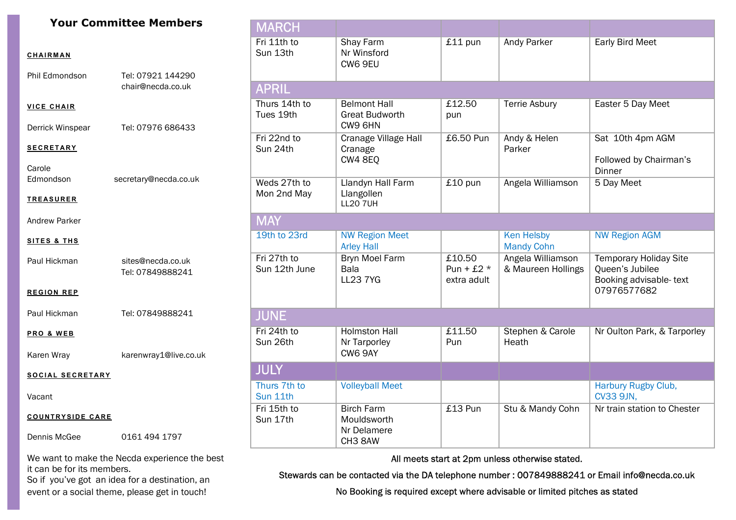## Your Committee Members

**CHAIRMAN**

Phil Edmondson — Tel: 07921 144290
chair@necda.co.uk

**VICE CHAIR**

Derrick Winspear — Tel: 07976 686433

**SECRETARY**

Carole Edmondson — secretary@necda.co.uk

**TREASURER**

Andrew Parker

**SITES & THS**

Paul Hickman — sites@necda.co.uk
Tel: 07849888241

**REGION REP**

Paul Hickman — Tel: 07849888241

**PRO & WEB**

Karen Wray — karenwray1@live.co.uk

**SOCIAL SECRETARY**

Vacant

**COUNTRYSIDE CARE**

Dennis McGee — 0161 494 1797

We want to make the Necda experience the best it can be for its members.
So if you've got an idea for a destination, an event or a social theme, please get in touch!

| MARCH | | | | |
|---|---|---|---|---|
| Fri 11th to Sun 13th | Shay Farm Nr Winsford CW6 9EU | £11 pun | Andy Parker | Early Bird Meet |
| **APRIL** | | | | |
| Thurs 14th to Tues 19th | Belmont Hall Great Budworth CW9 6HN | £12.50 pun | Terrie Asbury | Easter 5 Day Meet |
| Fri 22nd to Sun 24th | Cranage Village Hall Cranage CW4 8EQ | £6.50 Pun | Andy & Helen Parker | Sat 10th 4pm AGM Followed by Chairman's Dinner |
| Weds 27th to Mon 2nd May | Llandyn Hall Farm Llangollen LL20 7UH | £10 pun | Angela Williamson | 5 Day Meet |
| **MAY** | | | | |
| 19th to 23rd | NW Region Meet Arley Hall | | Ken Helsby Mandy Cohn | NW Region AGM |
| Fri 27th to Sun 12th June | Bryn Moel Farm Bala LL23 7YG | £10.50 Pun + £2 * extra adult | Angela Williamson & Maureen Hollings | Temporary Holiday Site Queen's Jubilee Booking advisable- text 07976577682 |
| **JUNE** | | | | |
| Fri 24th to Sun 26th | Holmston Hall Nr Tarporley CW6 9AY | £11.50 Pun | Stephen & Carole Heath | Nr Oulton Park, & Tarporley |
| **JULY** | | | | |
| Thurs 7th to Sun 11th | Volleyball Meet | | | Harbury Rugby Club, CV33 9JN, |
| Fri 15th to Sun 17th | Birch Farm Mouldsworth Nr Delamere CH3 8AW | £13 Pun | Stu & Mandy Cohn | Nr train station to Chester |

All meets start at 2pm unless otherwise stated.

Stewards can be contacted via the DA telephone number : 007849888241 or Email info@necda.co.uk

No Booking is required except where advisable or limited pitches as stated